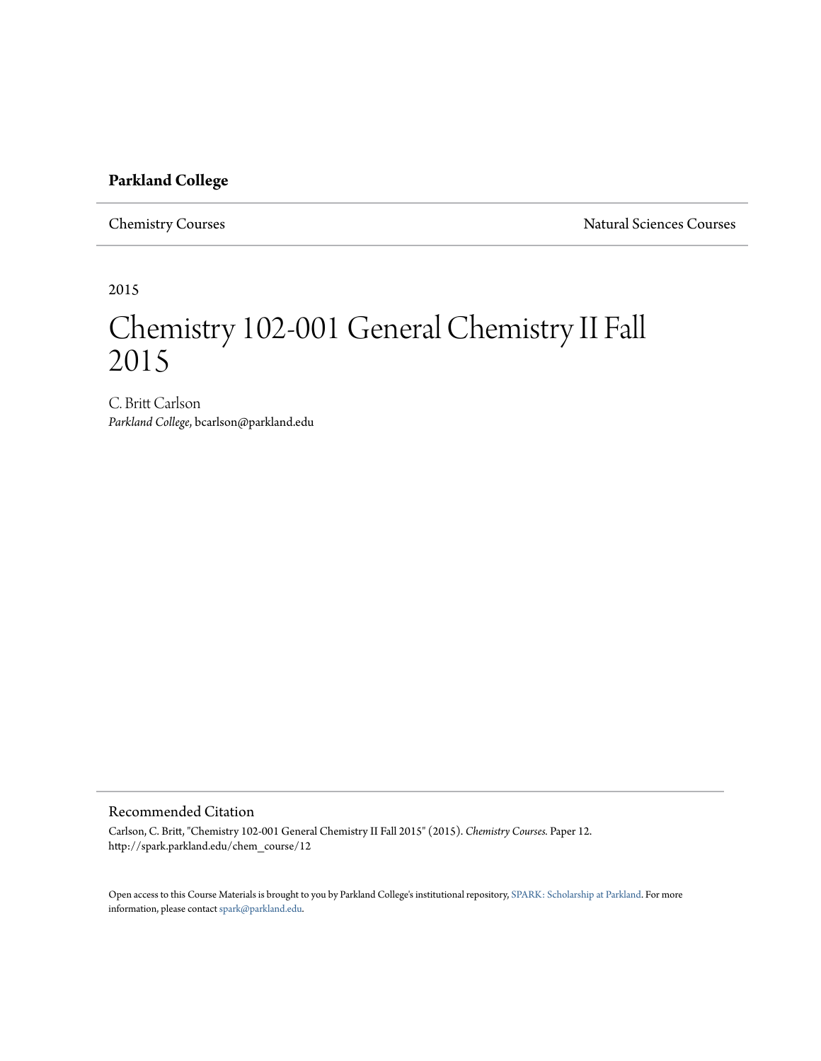**Parkland College**

Chemistry Courses | Natural Sciences Courses

2015

# Chemistry 102-001 General Chemistry II Fall 2015

C. Britt Carlson
*Parkland College*, bcarlson@parkland.edu

## Recommended Citation

Carlson, C. Britt, "Chemistry 102-001 General Chemistry II Fall 2015" (2015). *Chemistry Courses.* Paper 12.
http://spark.parkland.edu/chem_course/12

Open access to this Course Materials is brought to you by Parkland College's institutional repository, SPARK: Scholarship at Parkland. For more information, please contact spark@parkland.edu.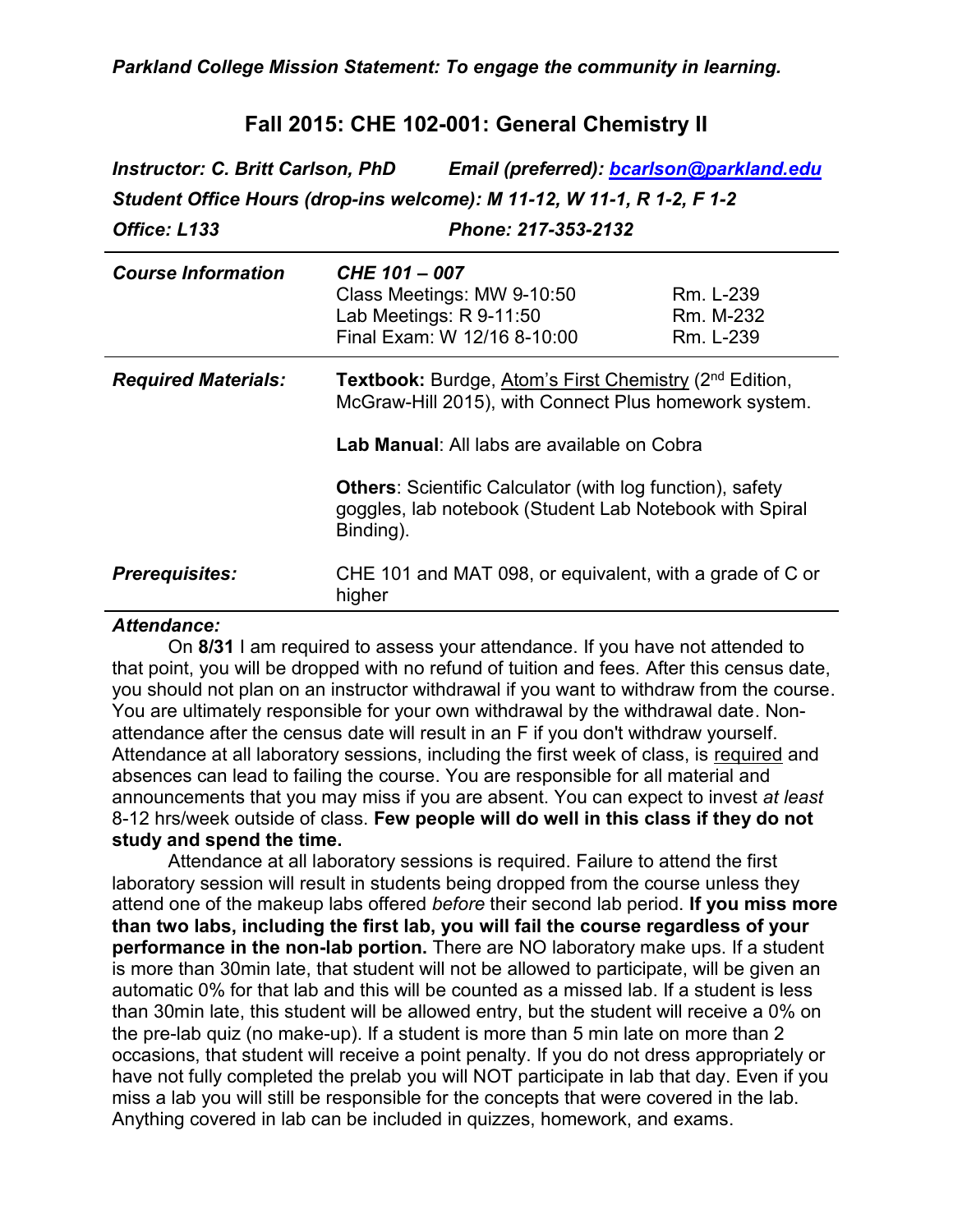***Parkland College Mission Statement: To engage the community in learning.***

## Fall 2015: CHE 102-001: General Chemistry II

***Instructor: C. Britt Carlson, PhD*** ***Email (preferred): bcarlson@parkland.edu***

***Student Office Hours (drop-ins welcome): M 11-12, W 11-1, R 1-2, F 1-2***

***Office: L133*** ***Phone: 217-353-2132***

| | | |
|---|---|---|
| ***Course Information*** | ***CHE 101 – 007***<br>Class Meetings: MW 9-10:50<br>Lab Meetings: R 9-11:50<br>Final Exam: W 12/16 8-10:00 | <br>Rm. L-239<br>Rm. M-232<br>Rm. L-239 |
| ***Required Materials:*** | **Textbook:** Burdge, Atom's First Chemistry (2nd Edition, McGraw-Hill 2015), with Connect Plus homework system.<br><br>**Lab Manual**: All labs are available on Cobra<br><br>**Others**: Scientific Calculator (with log function), safety goggles, lab notebook (Student Lab Notebook with Spiral Binding). | |
| ***Prerequisites:*** | CHE 101 and MAT 098, or equivalent, with a grade of C or higher | |

***Attendance:***

On **8/31** I am required to assess your attendance. If you have not attended to that point, you will be dropped with no refund of tuition and fees. After this census date, you should not plan on an instructor withdrawal if you want to withdraw from the course. You are ultimately responsible for your own withdrawal by the withdrawal date. Non-attendance after the census date will result in an F if you don't withdraw yourself. Attendance at all laboratory sessions, including the first week of class, is required and absences can lead to failing the course. You are responsible for all material and announcements that you may miss if you are absent. You can expect to invest *at least* 8-12 hrs/week outside of class. **Few people will do well in this class if they do not study and spend the time.**

Attendance at all laboratory sessions is required. Failure to attend the first laboratory session will result in students being dropped from the course unless they attend one of the makeup labs offered *before* their second lab period. **If you miss more than two labs, including the first lab, you will fail the course regardless of your performance in the non-lab portion.** There are NO laboratory make ups. If a student is more than 30min late, that student will not be allowed to participate, will be given an automatic 0% for that lab and this will be counted as a missed lab. If a student is less than 30min late, this student will be allowed entry, but the student will receive a 0% on the pre-lab quiz (no make-up). If a student is more than 5 min late on more than 2 occasions, that student will receive a point penalty. If you do not dress appropriately or have not fully completed the prelab you will NOT participate in lab that day. Even if you miss a lab you will still be responsible for the concepts that were covered in the lab. Anything covered in lab can be included in quizzes, homework, and exams.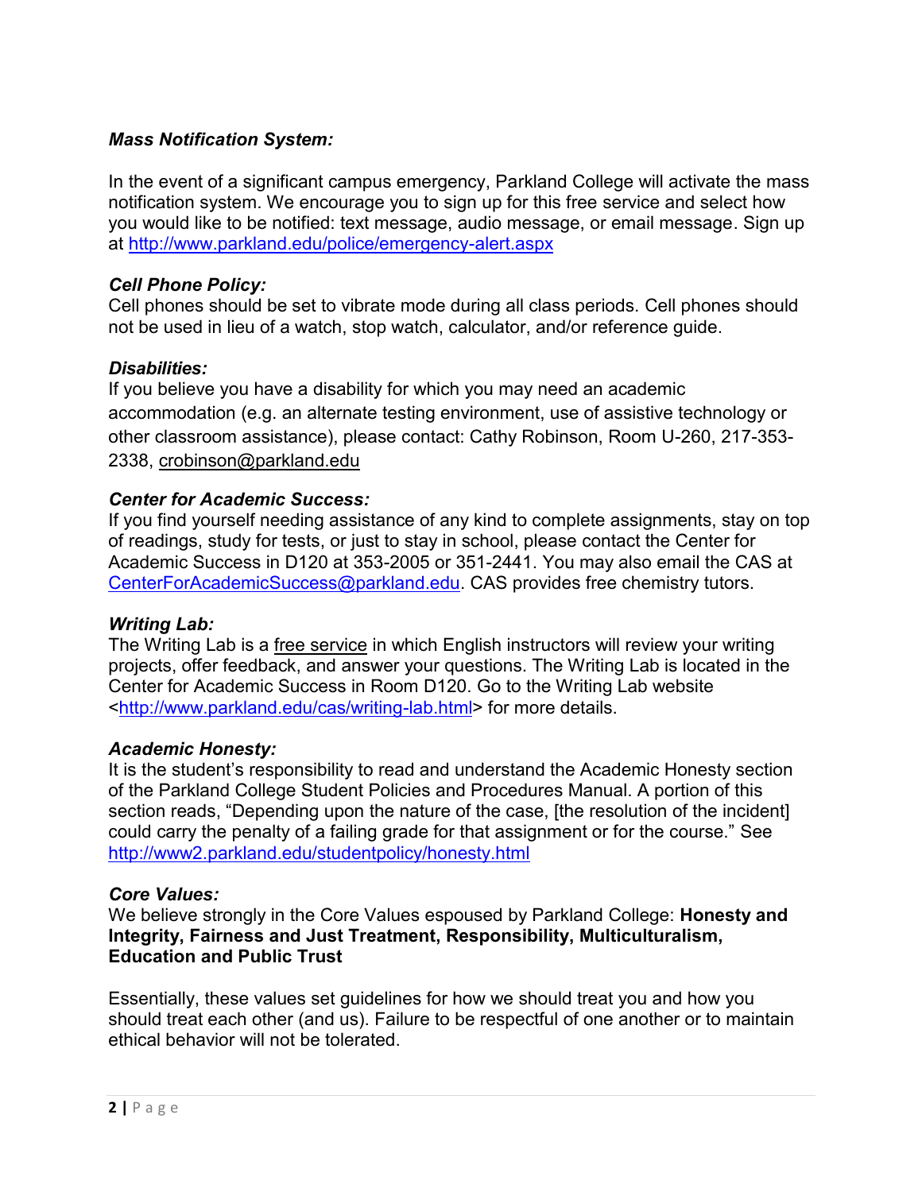***Mass Notification System:***

In the event of a significant campus emergency, Parkland College will activate the mass notification system. We encourage you to sign up for this free service and select how you would like to be notified: text message, audio message, or email message. Sign up at http://www.parkland.edu/police/emergency-alert.aspx

***Cell Phone Policy:***
Cell phones should be set to vibrate mode during all class periods. Cell phones should not be used in lieu of a watch, stop watch, calculator, and/or reference guide.

***Disabilities:***
If you believe you have a disability for which you may need an academic accommodation (e.g. an alternate testing environment, use of assistive technology or other classroom assistance), please contact: Cathy Robinson, Room U-260, 217-353-2338, crobinson@parkland.edu

***Center for Academic Success:***
If you find yourself needing assistance of any kind to complete assignments, stay on top of readings, study for tests, or just to stay in school, please contact the Center for Academic Success in D120 at 353-2005 or 351-2441. You may also email the CAS at CenterForAcademicSuccess@parkland.edu. CAS provides free chemistry tutors.

***Writing Lab:***
The Writing Lab is a free service in which English instructors will review your writing projects, offer feedback, and answer your questions. The Writing Lab is located in the Center for Academic Success in Room D120. Go to the Writing Lab website <http://www.parkland.edu/cas/writing-lab.html> for more details.

***Academic Honesty:***
It is the student's responsibility to read and understand the Academic Honesty section of the Parkland College Student Policies and Procedures Manual. A portion of this section reads, "Depending upon the nature of the case, [the resolution of the incident] could carry the penalty of a failing grade for that assignment or for the course." See http://www2.parkland.edu/studentpolicy/honesty.html

***Core Values:***
We believe strongly in the Core Values espoused by Parkland College: **Honesty and Integrity, Fairness and Just Treatment, Responsibility, Multiculturalism, Education and Public Trust**

Essentially, these values set guidelines for how we should treat you and how you should treat each other (and us). Failure to be respectful of one another or to maintain ethical behavior will not be tolerated.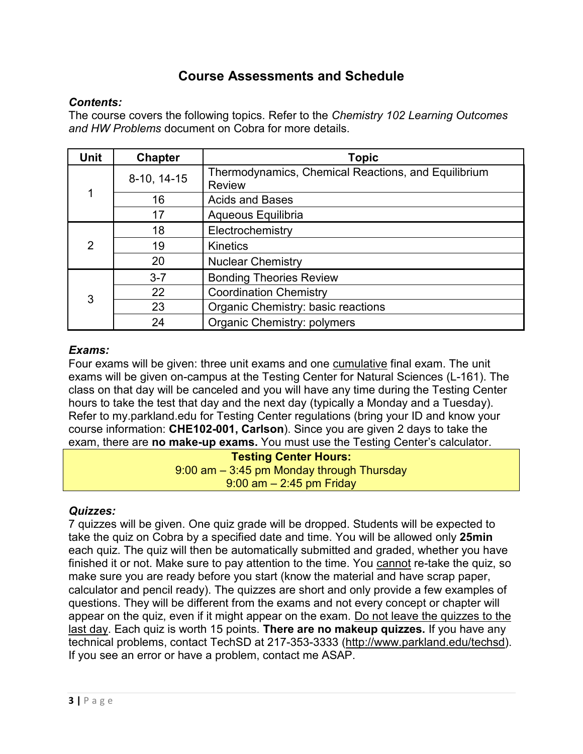## Course Assessments and Schedule

### *Contents:*

The course covers the following topics. Refer to the *Chemistry 102 Learning Outcomes and HW Problems* document on Cobra for more details.

| Unit | Chapter | Topic |
|---|---|---|
| 1 | 8-10, 14-15 | Thermodynamics, Chemical Reactions, and Equilibrium Review |
| | 16 | Acids and Bases |
| | 17 | Aqueous Equilibria |
| 2 | 18 | Electrochemistry |
| | 19 | Kinetics |
| | 20 | Nuclear Chemistry |
| 3 | 3-7 | Bonding Theories Review |
| | 22 | Coordination Chemistry |
| | 23 | Organic Chemistry: basic reactions |
| | 24 | Organic Chemistry: polymers |

### *Exams:*

Four exams will be given: three unit exams and one cumulative final exam. The unit exams will be given on-campus at the Testing Center for Natural Sciences (L-161). The class on that day will be canceled and you will have any time during the Testing Center hours to take the test that day and the next day (typically a Monday and a Tuesday). Refer to my.parkland.edu for Testing Center regulations (bring your ID and know your course information: **CHE102-001, Carlson**). Since you are given 2 days to take the exam, there are **no make-up exams.** You must use the Testing Center's calculator.

**Testing Center Hours:**
9:00 am – 3:45 pm Monday through Thursday
9:00 am – 2:45 pm Friday

### *Quizzes:*

7 quizzes will be given. One quiz grade will be dropped. Students will be expected to take the quiz on Cobra by a specified date and time. You will be allowed only **25min** each quiz. The quiz will then be automatically submitted and graded, whether you have finished it or not. Make sure to pay attention to the time. You cannot re-take the quiz, so make sure you are ready before you start (know the material and have scrap paper, calculator and pencil ready). The quizzes are short and only provide a few examples of questions. They will be different from the exams and not every concept or chapter will appear on the quiz, even if it might appear on the exam. Do not leave the quizzes to the last day. Each quiz is worth 15 points. **There are no makeup quizzes.** If you have any technical problems, contact TechSD at 217-353-3333 (http://www.parkland.edu/techsd). If you see an error or have a problem, contact me ASAP.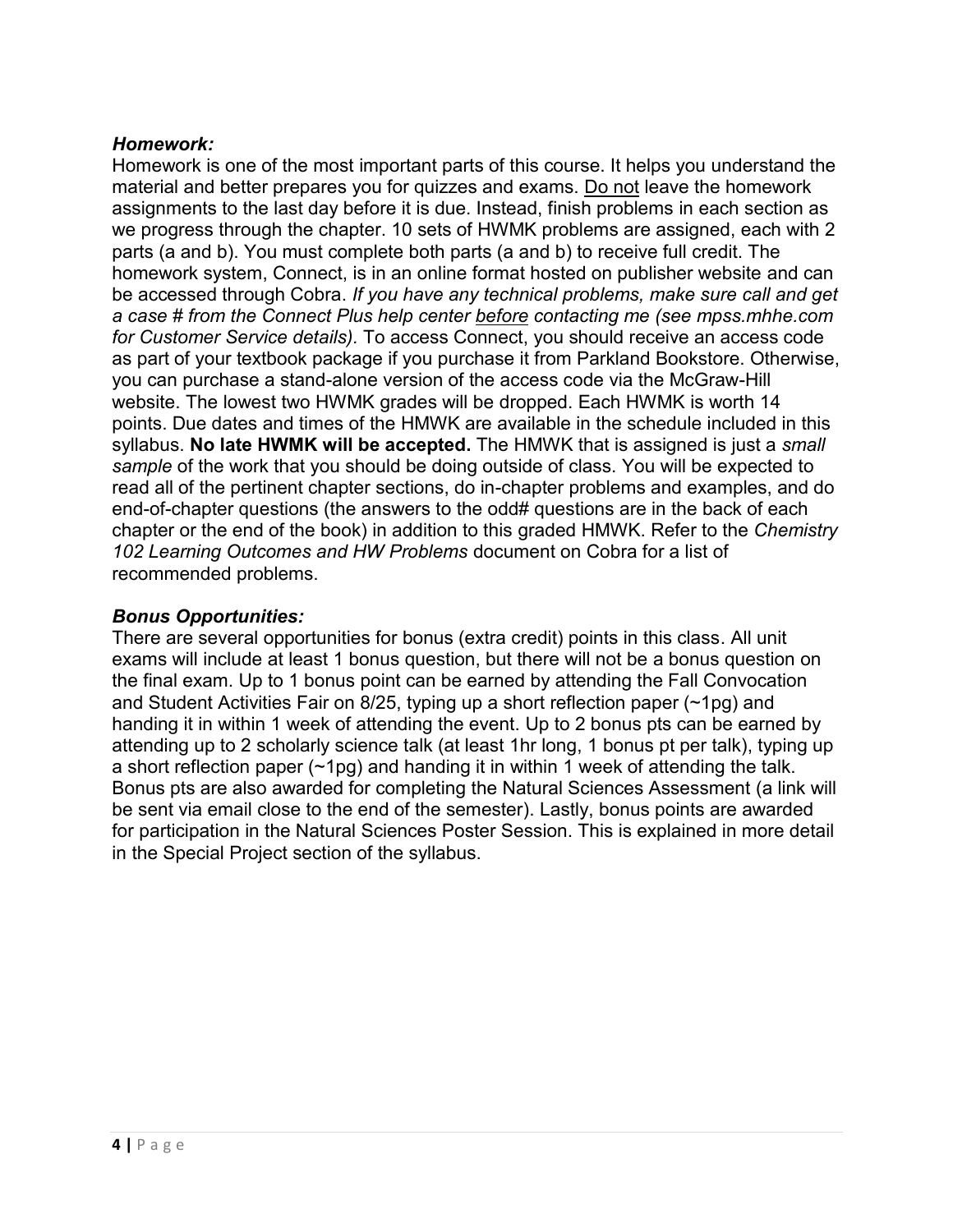***Homework:***

Homework is one of the most important parts of this course. It helps you understand the material and better prepares you for quizzes and exams. <u>Do not</u> leave the homework assignments to the last day before it is due. Instead, finish problems in each section as we progress through the chapter. 10 sets of HWMK problems are assigned, each with 2 parts (a and b). You must complete both parts (a and b) to receive full credit. The homework system, Connect, is in an online format hosted on publisher website and can be accessed through Cobra. *If you have any technical problems, make sure call and get a case # from the Connect Plus help center <u>before</u> contacting me (see mpss.mhhe.com for Customer Service details).* To access Connect, you should receive an access code as part of your textbook package if you purchase it from Parkland Bookstore. Otherwise, you can purchase a stand-alone version of the access code via the McGraw-Hill website. The lowest two HWMK grades will be dropped. Each HWMK is worth 14 points. Due dates and times of the HMWK are available in the schedule included in this syllabus. **No late HWMK will be accepted.** The HMWK that is assigned is just a *small sample* of the work that you should be doing outside of class. You will be expected to read all of the pertinent chapter sections, do in-chapter problems and examples, and do end-of-chapter questions (the answers to the odd# questions are in the back of each chapter or the end of the book) in addition to this graded HMWK. Refer to the *Chemistry 102 Learning Outcomes and HW Problems* document on Cobra for a list of recommended problems.

***Bonus Opportunities:***

There are several opportunities for bonus (extra credit) points in this class. All unit exams will include at least 1 bonus question, but there will not be a bonus question on the final exam. Up to 1 bonus point can be earned by attending the Fall Convocation and Student Activities Fair on 8/25, typing up a short reflection paper (~1pg) and handing it in within 1 week of attending the event. Up to 2 bonus pts can be earned by attending up to 2 scholarly science talk (at least 1hr long, 1 bonus pt per talk), typing up a short reflection paper (~1pg) and handing it in within 1 week of attending the talk. Bonus pts are also awarded for completing the Natural Sciences Assessment (a link will be sent via email close to the end of the semester). Lastly, bonus points are awarded for participation in the Natural Sciences Poster Session. This is explained in more detail in the Special Project section of the syllabus.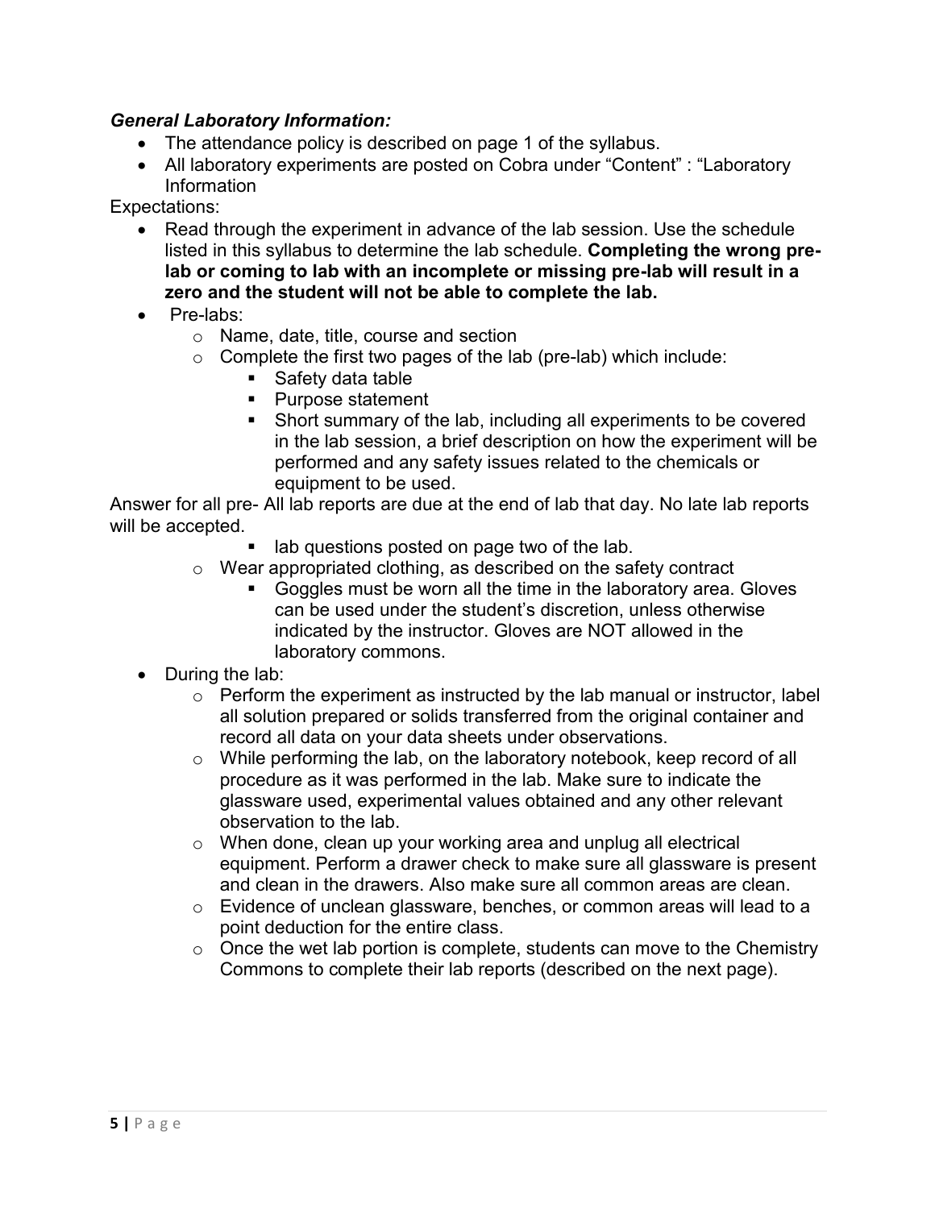***General Laboratory Information:***

- The attendance policy is described on page 1 of the syllabus.
- All laboratory experiments are posted on Cobra under "Content" : "Laboratory Information

Expectations:

- Read through the experiment in advance of the lab session. Use the schedule listed in this syllabus to determine the lab schedule. **Completing the wrong pre-lab or coming to lab with an incomplete or missing pre-lab will result in a zero and the student will not be able to complete the lab.**
- Pre-labs:
  - Name, date, title, course and section
  - Complete the first two pages of the lab (pre-lab) which include:
    - Safety data table
    - Purpose statement
    - Short summary of the lab, including all experiments to be covered in the lab session, a brief description on how the experiment will be performed and any safety issues related to the chemicals or equipment to be used.

Answer for all pre- All lab reports are due at the end of lab that day. No late lab reports will be accepted.

    - lab questions posted on page two of the lab.
  - Wear appropriated clothing, as described on the safety contract
    - Goggles must be worn all the time in the laboratory area. Gloves can be used under the student's discretion, unless otherwise indicated by the instructor. Gloves are NOT allowed in the laboratory commons.
- During the lab:
  - Perform the experiment as instructed by the lab manual or instructor, label all solution prepared or solids transferred from the original container and record all data on your data sheets under observations.
  - While performing the lab, on the laboratory notebook, keep record of all procedure as it was performed in the lab. Make sure to indicate the glassware used, experimental values obtained and any other relevant observation to the lab.
  - When done, clean up your working area and unplug all electrical equipment. Perform a drawer check to make sure all glassware is present and clean in the drawers. Also make sure all common areas are clean.
  - Evidence of unclean glassware, benches, or common areas will lead to a point deduction for the entire class.
  - Once the wet lab portion is complete, students can move to the Chemistry Commons to complete their lab reports (described on the next page).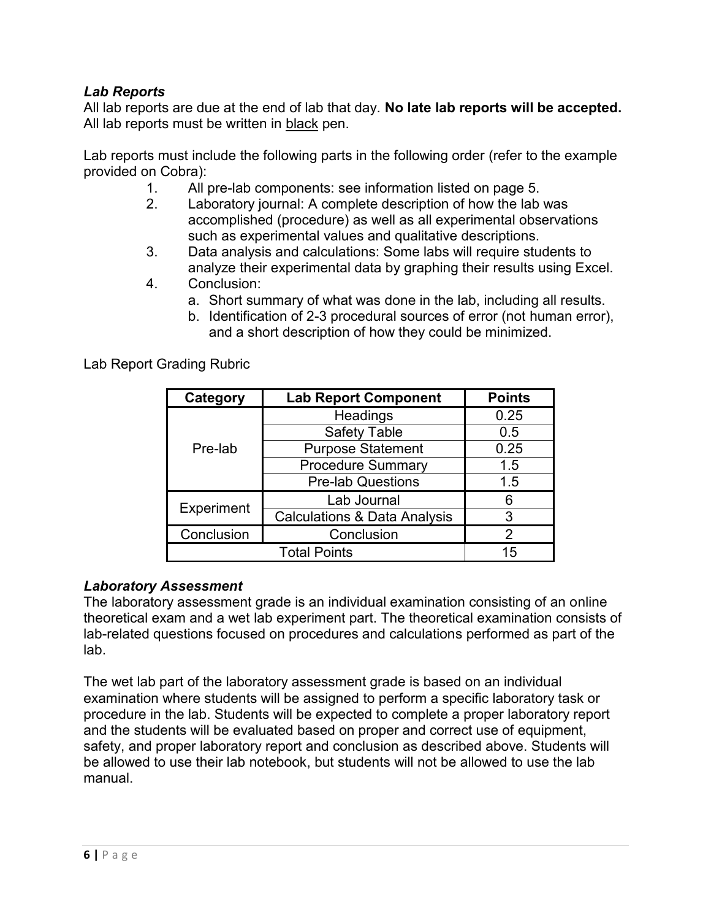### *Lab Reports*

All lab reports are due at the end of lab that day. **No late lab reports will be accepted.** All lab reports must be written in black pen.

Lab reports must include the following parts in the following order (refer to the example provided on Cobra):

1. All pre-lab components: see information listed on page 5.
2. Laboratory journal: A complete description of how the lab was accomplished (procedure) as well as all experimental observations such as experimental values and qualitative descriptions.
3. Data analysis and calculations: Some labs will require students to analyze their experimental data by graphing their results using Excel.
4. Conclusion:
   a. Short summary of what was done in the lab, including all results.
   b. Identification of 2-3 procedural sources of error (not human error), and a short description of how they could be minimized.

Lab Report Grading Rubric

| Category | Lab Report Component | Points |
|---|---|---|
| Pre-lab | Headings | 0.25 |
| | Safety Table | 0.5 |
| | Purpose Statement | 0.25 |
| | Procedure Summary | 1.5 |
| | Pre-lab Questions | 1.5 |
| Experiment | Lab Journal | 6 |
| | Calculations & Data Analysis | 3 |
| Conclusion | Conclusion | 2 |
| Total Points | | 15 |

### *Laboratory Assessment*

The laboratory assessment grade is an individual examination consisting of an online theoretical exam and a wet lab experiment part. The theoretical examination consists of lab-related questions focused on procedures and calculations performed as part of the lab.

The wet lab part of the laboratory assessment grade is based on an individual examination where students will be assigned to perform a specific laboratory task or procedure in the lab. Students will be expected to complete a proper laboratory report and the students will be evaluated based on proper and correct use of equipment, safety, and proper laboratory report and conclusion as described above. Students will be allowed to use their lab notebook, but students will not be allowed to use the lab manual.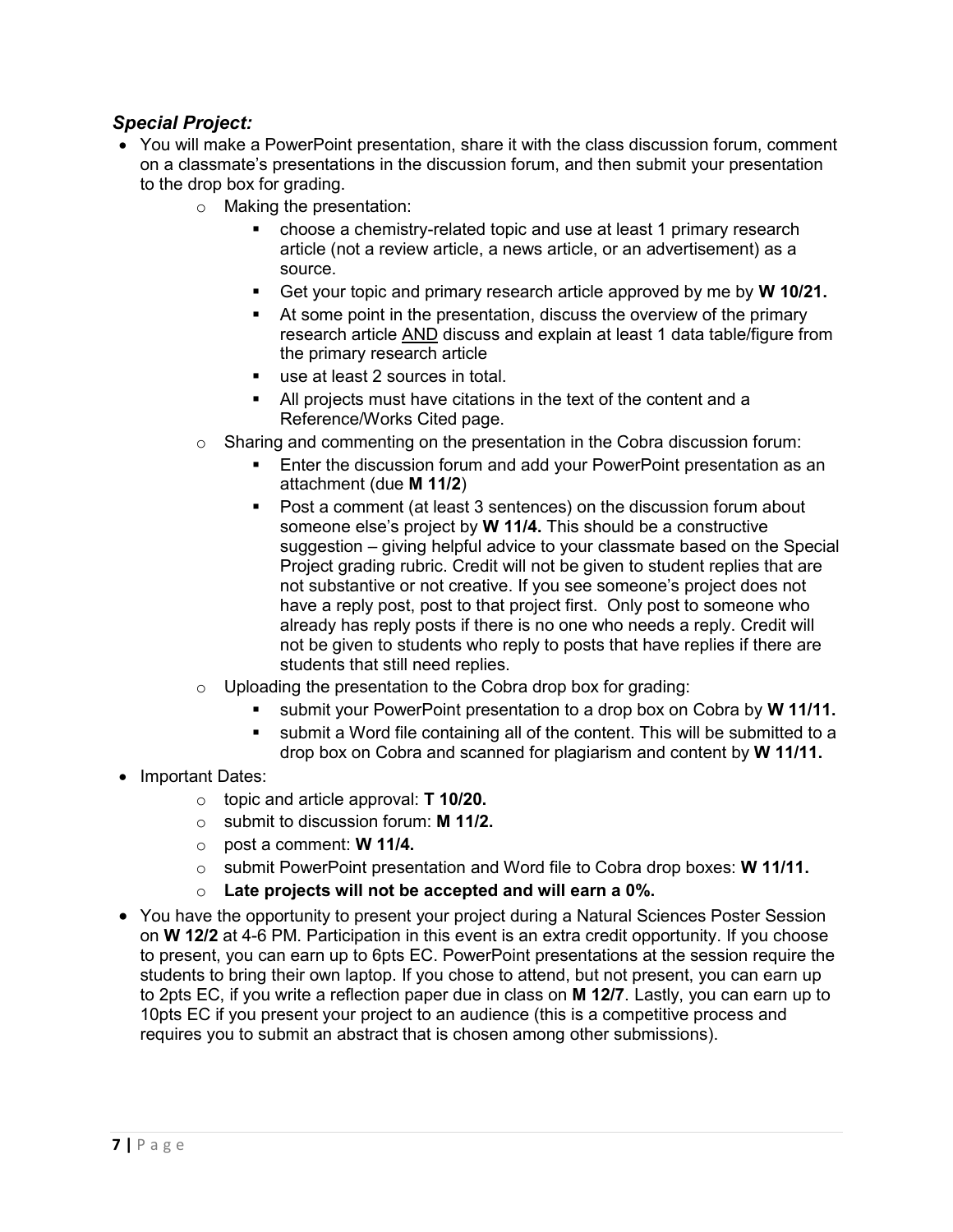### *Special Project:*

- You will make a PowerPoint presentation, share it with the class discussion forum, comment on a classmate's presentations in the discussion forum, and then submit your presentation to the drop box for grading.
  - Making the presentation:
    - choose a chemistry-related topic and use at least 1 primary research article (not a review article, a news article, or an advertisement) as a source.
    - Get your topic and primary research article approved by me by **W 10/21.**
    - At some point in the presentation, discuss the overview of the primary research article <u>AND</u> discuss and explain at least 1 data table/figure from the primary research article
    - use at least 2 sources in total.
    - All projects must have citations in the text of the content and a Reference/Works Cited page.
  - Sharing and commenting on the presentation in the Cobra discussion forum:
    - Enter the discussion forum and add your PowerPoint presentation as an attachment (due **M 11/2**)
    - Post a comment (at least 3 sentences) on the discussion forum about someone else's project by **W 11/4.** This should be a constructive suggestion – giving helpful advice to your classmate based on the Special Project grading rubric. Credit will not be given to student replies that are not substantive or not creative. If you see someone's project does not have a reply post, post to that project first. Only post to someone who already has reply posts if there is no one who needs a reply. Credit will not be given to students who reply to posts that have replies if there are students that still need replies.
  - Uploading the presentation to the Cobra drop box for grading:
    - submit your PowerPoint presentation to a drop box on Cobra by **W 11/11.**
    - submit a Word file containing all of the content. This will be submitted to a drop box on Cobra and scanned for plagiarism and content by **W 11/11.**
- Important Dates:
  - topic and article approval: **T 10/20.**
  - submit to discussion forum: **M 11/2.**
  - post a comment: **W 11/4.**
  - submit PowerPoint presentation and Word file to Cobra drop boxes: **W 11/11.**
  - **Late projects will not be accepted and will earn a 0%.**
- You have the opportunity to present your project during a Natural Sciences Poster Session on **W 12/2** at 4-6 PM. Participation in this event is an extra credit opportunity. If you choose to present, you can earn up to 6pts EC. PowerPoint presentations at the session require the students to bring their own laptop. If you chose to attend, but not present, you can earn up to 2pts EC, if you write a reflection paper due in class on **M 12/7**. Lastly, you can earn up to 10pts EC if you present your project to an audience (this is a competitive process and requires you to submit an abstract that is chosen among other submissions).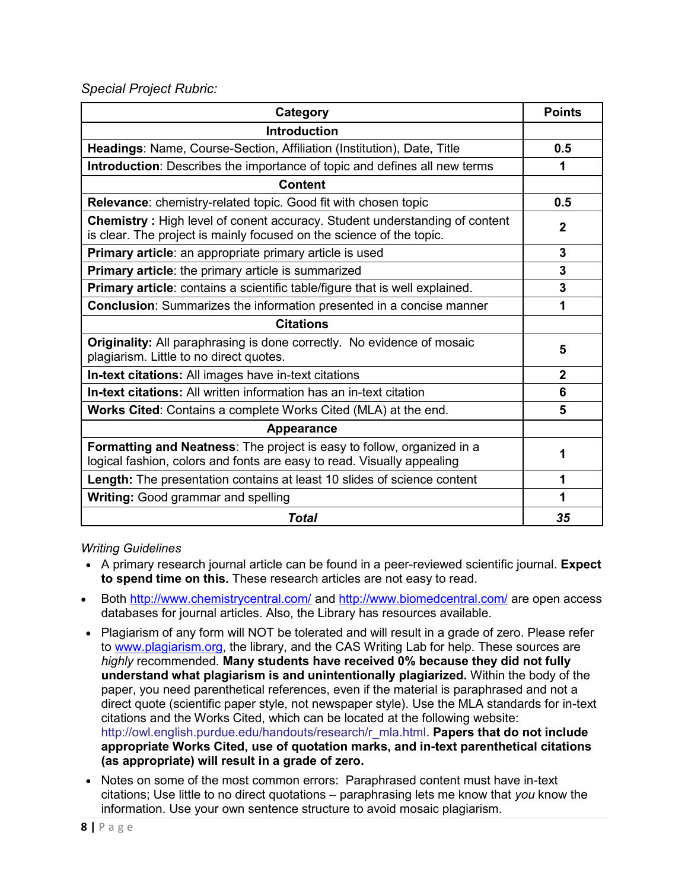*Special Project Rubric:*

| Category | Points |
|---|---|
| **Introduction** | |
| **Headings**: Name, Course-Section, Affiliation (Institution), Date, Title | **0.5** |
| **Introduction**: Describes the importance of topic and defines all new terms | **1** |
| **Content** | |
| **Relevance**: chemistry-related topic. Good fit with chosen topic | **0.5** |
| **Chemistry :** High level of conent accuracy. Student understanding of content is clear. The project is mainly focused on the science of the topic. | **2** |
| **Primary article**: an appropriate primary article is used | **3** |
| **Primary article**: the primary article is summarized | **3** |
| **Primary article**: contains a scientific table/figure that is well explained. | **3** |
| **Conclusion**: Summarizes the information presented in a concise manner | **1** |
| **Citations** | |
| **Originality:** All paraphrasing is done correctly. No evidence of mosaic plagiarism. Little to no direct quotes. | **5** |
| **In-text citations:** All images have in-text citations | **2** |
| **In-text citations:** All written information has an in-text citation | **6** |
| **Works Cited**: Contains a complete Works Cited (MLA) at the end. | **5** |
| **Appearance** | |
| **Formatting and Neatness**: The project is easy to follow, organized in a logical fashion, colors and fonts are easy to read. Visually appealing | **1** |
| **Length:** The presentation contains at least 10 slides of science content | **1** |
| **Writing:** Good grammar and spelling | **1** |
| ***Total*** | ***35*** |

*Writing Guidelines*

- A primary research journal article can be found in a peer-reviewed scientific journal. **Expect to spend time on this.** These research articles are not easy to read.
- Both http://www.chemistrycentral.com/ and http://www.biomedcentral.com/ are open access databases for journal articles. Also, the Library has resources available.
- Plagiarism of any form will NOT be tolerated and will result in a grade of zero. Please refer to www.plagiarism.org, the library, and the CAS Writing Lab for help. These sources are *highly* recommended. **Many students have received 0% because they did not fully understand what plagiarism is and unintentionally plagiarized.** Within the body of the paper, you need parenthetical references, even if the material is paraphrased and not a direct quote (scientific paper style, not newspaper style). Use the MLA standards for in-text citations and the Works Cited, which can be located at the following website: http://owl.english.purdue.edu/handouts/research/r_mla.html. **Papers that do not include appropriate Works Cited, use of quotation marks, and in-text parenthetical citations (as appropriate) will result in a grade of zero.**
- Notes on some of the most common errors: Paraphrased content must have in-text citations; Use little to no direct quotations – paraphrasing lets me know that *you* know the information. Use your own sentence structure to avoid mosaic plagiarism.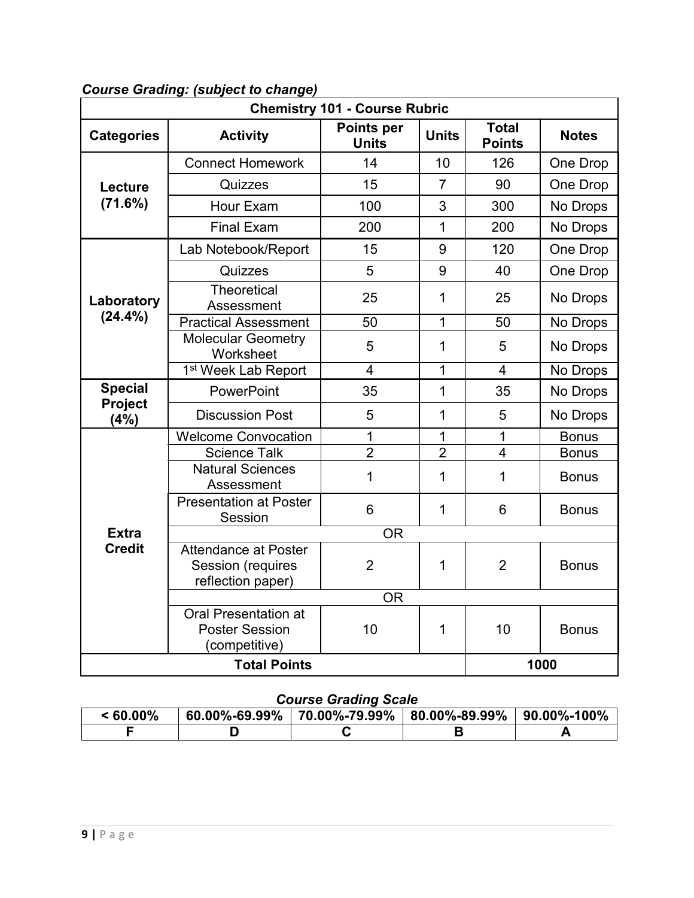***Course Grading: (subject to change)***

| Chemistry 101 - Course Rubric | | | | | |
|---|---|---|---|---|---|
| **Categories** | **Activity** | **Points per Units** | **Units** | **Total Points** | **Notes** |
| **Lecture (71.6%)** | Connect Homework | 14 | 10 | 126 | One Drop |
| | Quizzes | 15 | 7 | 90 | One Drop |
| | Hour Exam | 100 | 3 | 300 | No Drops |
| | Final Exam | 200 | 1 | 200 | No Drops |
| **Laboratory (24.4%)** | Lab Notebook/Report | 15 | 9 | 120 | One Drop |
| | Quizzes | 5 | 9 | 40 | One Drop |
| | Theoretical Assessment | 25 | 1 | 25 | No Drops |
| | Practical Assessment | 50 | 1 | 50 | No Drops |
| | Molecular Geometry Worksheet | 5 | 1 | 5 | No Drops |
| | 1st Week Lab Report | 4 | 1 | 4 | No Drops |
| **Special Project (4%)** | PowerPoint | 35 | 1 | 35 | No Drops |
| | Discussion Post | 5 | 1 | 5 | No Drops |
| **Extra Credit** | Welcome Convocation | 1 | 1 | 1 | Bonus |
| | Science Talk | 2 | 2 | 4 | Bonus |
| | Natural Sciences Assessment | 1 | 1 | 1 | Bonus |
| | Presentation at Poster Session | 6 | 1 | 6 | Bonus |
| | OR | | | | |
| | Attendance at Poster Session (requires reflection paper) | 2 | 1 | 2 | Bonus |
| | OR | | | | |
| | Oral Presentation at Poster Session (competitive) | 10 | 1 | 10 | Bonus |
| **Total Points** | | | | **1000** | |

***Course Grading Scale***

| < 60.00% | 60.00%-69.99% | 70.00%-79.99% | 80.00%-89.99% | 90.00%-100% |
|---|---|---|---|---|
| **F** | **D** | **C** | **B** | **A** |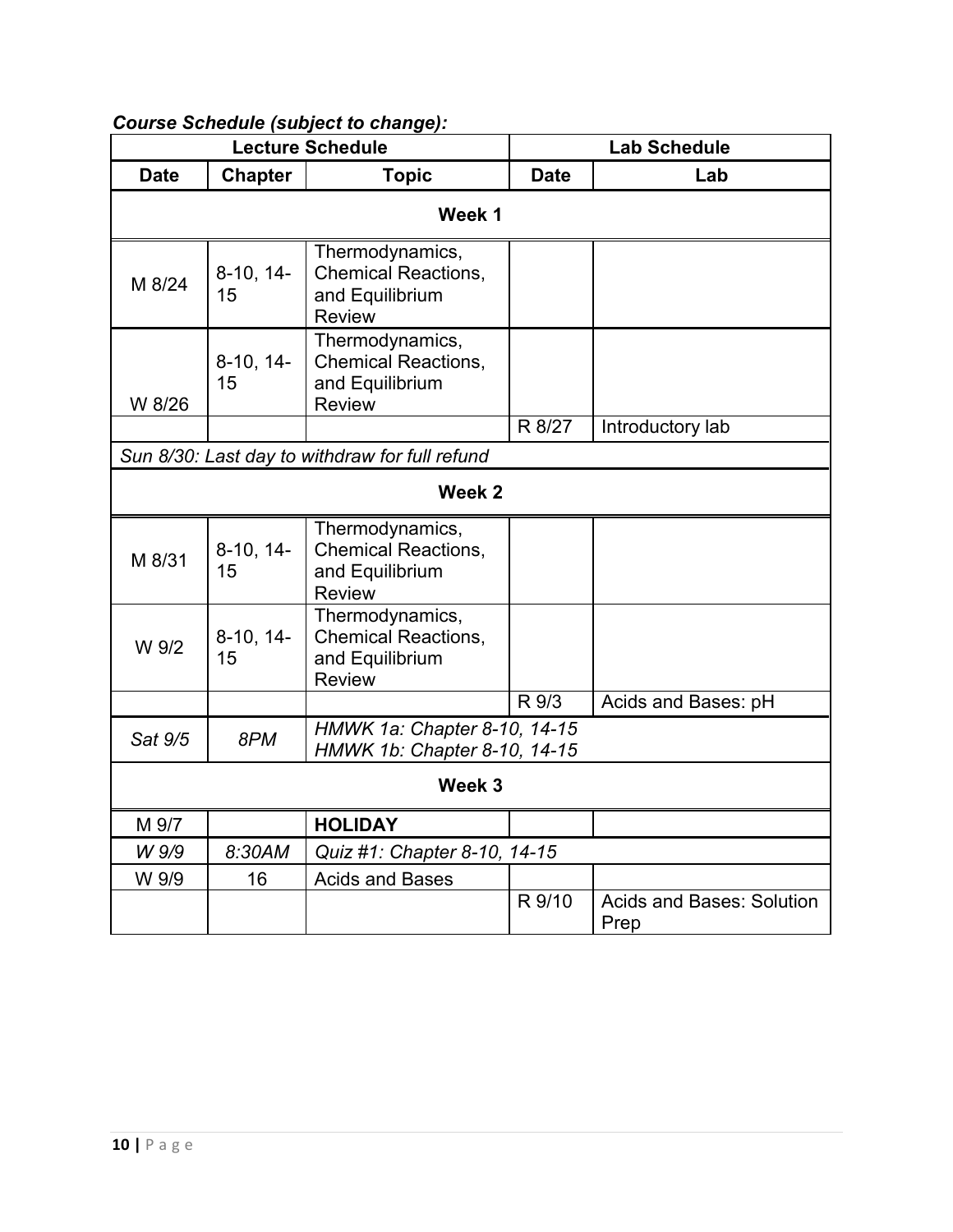***Course Schedule (subject to change):***

| Lecture Schedule | | | Lab Schedule | |
|---|---|---|---|---|
| **Date** | **Chapter** | **Topic** | **Date** | **Lab** |
| **Week 1** | | | | |
| M 8/24 | 8-10, 14-15 | Thermodynamics, Chemical Reactions, and Equilibrium Review | | |
| W 8/26 | 8-10, 14-15 | Thermodynamics, Chemical Reactions, and Equilibrium Review | | |
| | | | R 8/27 | Introductory lab |
| *Sun 8/30: Last day to withdraw for full refund* | | | | |
| **Week 2** | | | | |
| M 8/31 | 8-10, 14-15 | Thermodynamics, Chemical Reactions, and Equilibrium Review | | |
| W 9/2 | 8-10, 14-15 | Thermodynamics, Chemical Reactions, and Equilibrium Review | | |
| | | | R 9/3 | Acids and Bases: pH |
| *Sat 9/5* | *8PM* | *HMWK 1a: Chapter 8-10, 14-15*<br>*HMWK 1b: Chapter 8-10, 14-15* | | |
| **Week 3** | | | | |
| M 9/7 | | **HOLIDAY** | | |
| *W 9/9* | *8:30AM* | *Quiz #1: Chapter 8-10, 14-15* | | |
| W 9/9 | 16 | Acids and Bases | | |
| | | | R 9/10 | Acids and Bases: Solution Prep |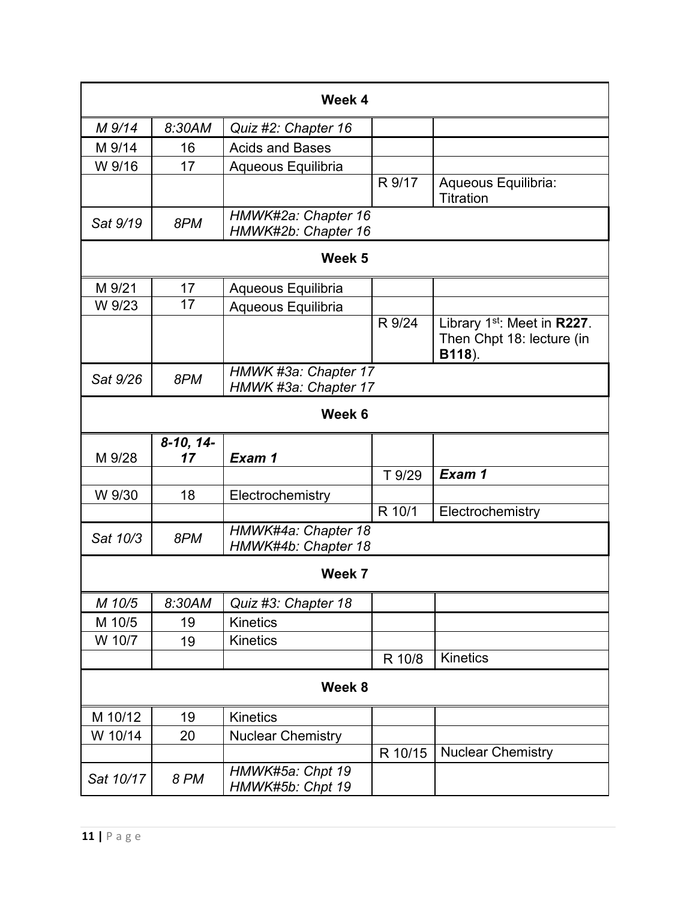| Week 4 | | | | |
|---|---|---|---|---|
| *M 9/14* | *8:30AM* | *Quiz #2: Chapter 16* | | |
| M 9/14 | 16 | Acids and Bases | | |
| W 9/16 | 17 | Aqueous Equilibria | | |
| | | | R 9/17 | Aqueous Equilibria: Titration |
| *Sat 9/19* | *8PM* | *HMWK#2a: Chapter 16 HMWK#2b: Chapter 16* | | |
| **Week 5** | | | | |
| M 9/21 | 17 | Aqueous Equilibria | | |
| W 9/23 | 17 | Aqueous Equilibria | | |
| | | | R 9/24 | Library 1st: Meet in **R227**. Then Chpt 18: lecture (in **B118**). |
| *Sat 9/26* | *8PM* | *HMWK #3a: Chapter 17 HMWK #3a: Chapter 17* | | |
| **Week 6** | | | | |
| M 9/28 | ***8-10, 14-17*** | ***Exam 1*** | | |
| | | | T 9/29 | ***Exam 1*** |
| W 9/30 | 18 | Electrochemistry | | |
| | | | R 10/1 | Electrochemistry |
| *Sat 10/3* | *8PM* | *HMWK#4a: Chapter 18 HMWK#4b: Chapter 18* | | |
| **Week 7** | | | | |
| *M 10/5* | *8:30AM* | *Quiz #3: Chapter 18* | | |
| M 10/5 | 19 | Kinetics | | |
| W 10/7 | 19 | Kinetics | | |
| | | | R 10/8 | Kinetics |
| **Week 8** | | | | |
| M 10/12 | 19 | Kinetics | | |
| W 10/14 | 20 | Nuclear Chemistry | | |
| | | | R 10/15 | Nuclear Chemistry |
| *Sat 10/17* | *8 PM* | *HMWK#5a: Chpt 19 HMWK#5b: Chpt 19* | | |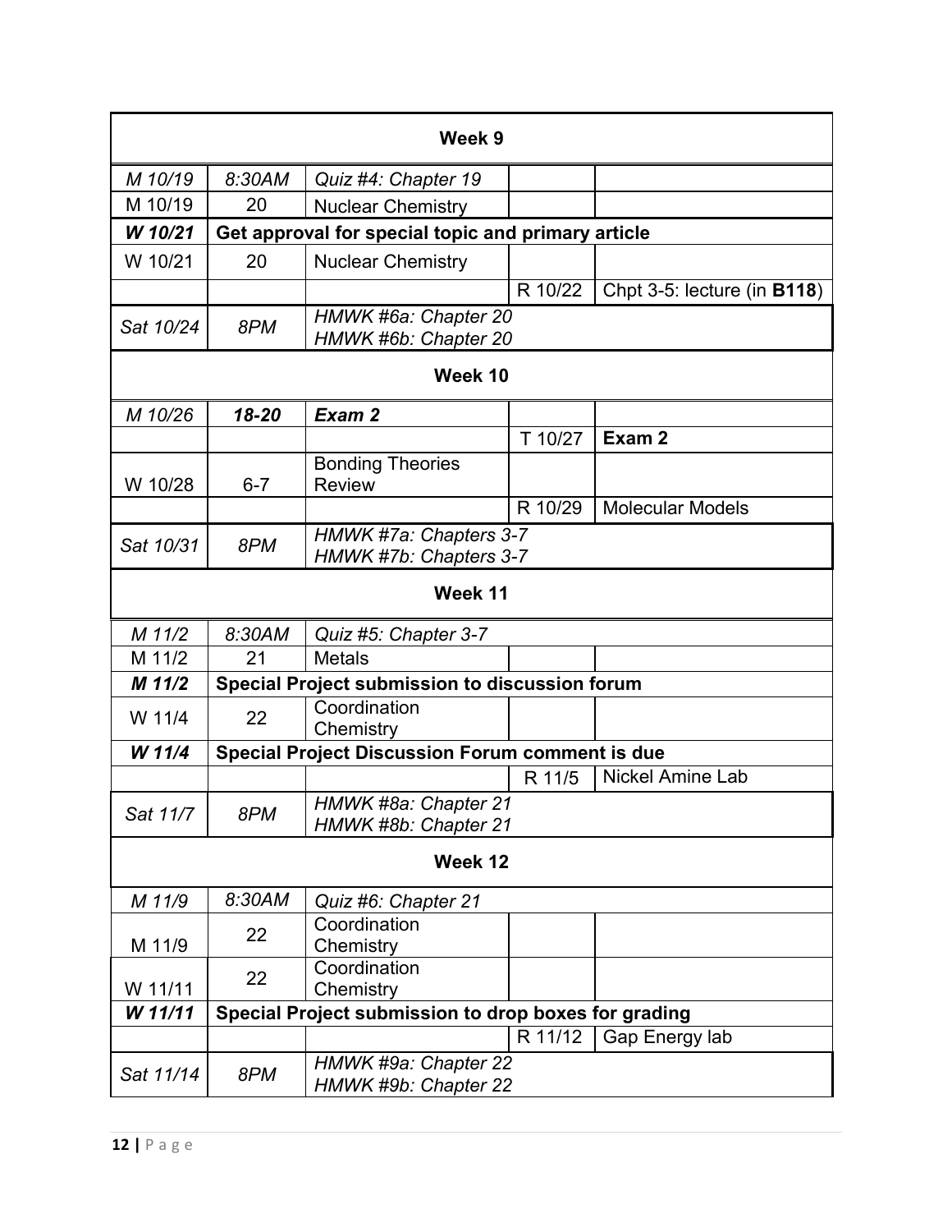| Week 9 | | | | |
|---|---|---|---|---|
| *M 10/19* | *8:30AM* | *Quiz #4: Chapter 19* | | |
| M 10/19 | 20 | Nuclear Chemistry | | |
| ***W 10/21*** | **Get approval for special topic and primary article** | | | |
| W 10/21 | 20 | Nuclear Chemistry | | |
| | | | R 10/22 | Chpt 3-5: lecture (in **B118**) |
| *Sat 10/24* | *8PM* | *HMWK #6a: Chapter 20*<br>*HMWK #6b: Chapter 20* | | |
| **Week 10** | | | | |
| *M 10/26* | ***18-20*** | ***Exam 2*** | | |
| | | | T 10/27 | **Exam 2** |
| W 10/28 | 6-7 | Bonding Theories Review | | |
| | | | R 10/29 | Molecular Models |
| *Sat 10/31* | *8PM* | *HMWK #7a: Chapters 3-7*<br>*HMWK #7b: Chapters 3-7* | | |
| **Week 11** | | | | |
| *M 11/2* | *8:30AM* | *Quiz #5: Chapter 3-7* | | |
| M 11/2 | 21 | Metals | | |
| ***M 11/2*** | **Special Project submission to discussion forum** | | | |
| W 11/4 | 22 | Coordination Chemistry | | |
| ***W 11/4*** | **Special Project Discussion Forum comment is due** | | | |
| | | | R 11/5 | Nickel Amine Lab |
| *Sat 11/7* | *8PM* | *HMWK #8a: Chapter 21*<br>*HMWK #8b: Chapter 21* | | |
| **Week 12** | | | | |
| *M 11/9* | *8:30AM* | *Quiz #6: Chapter 21* | | |
| M 11/9 | 22 | Coordination Chemistry | | |
| W 11/11 | 22 | Coordination Chemistry | | |
| ***W 11/11*** | **Special Project submission to drop boxes for grading** | | | |
| | | | R 11/12 | Gap Energy lab |
| *Sat 11/14* | *8PM* | *HMWK #9a: Chapter 22*<br>*HMWK #9b: Chapter 22* | | |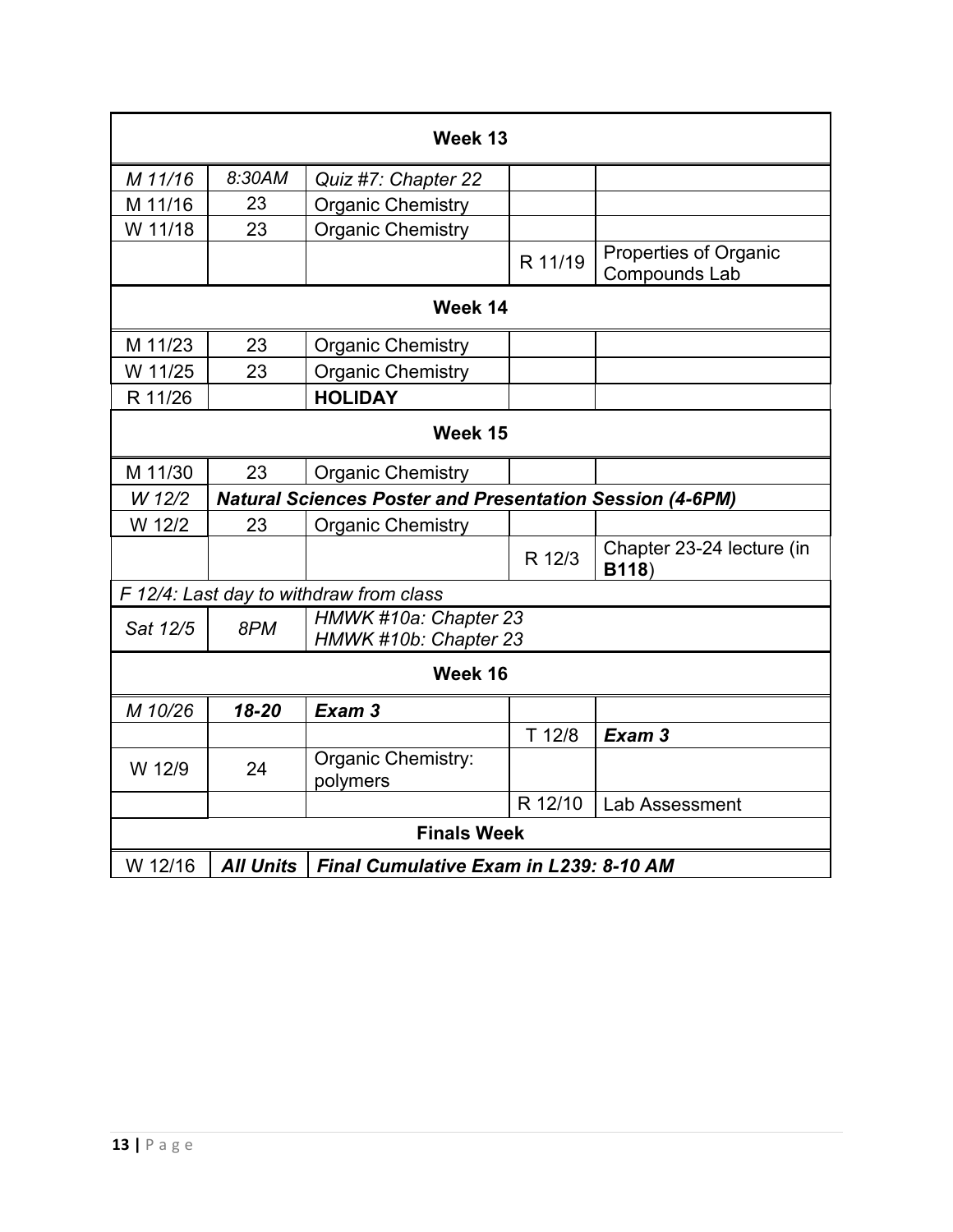| | | | | |
|---|---|---|---|---|
| **Week 13** | | | | |
| *M 11/16* | *8:30AM* | *Quiz #7: Chapter 22* | | |
| M 11/16 | 23 | Organic Chemistry | | |
| W 11/18 | 23 | Organic Chemistry | | |
| | | | R 11/19 | Properties of Organic Compounds Lab |
| **Week 14** | | | | |
| M 11/23 | 23 | Organic Chemistry | | |
| W 11/25 | 23 | Organic Chemistry | | |
| R 11/26 | | **HOLIDAY** | | |
| **Week 15** | | | | |
| M 11/30 | 23 | Organic Chemistry | | |
| *W 12/2* | ***Natural Sciences Poster and Presentation Session (4-6PM)*** | | | |
| W 12/2 | 23 | Organic Chemistry | | |
| | | | R 12/3 | Chapter 23-24 lecture (in **B118**) |
| *F 12/4: Last day to withdraw from class* | | | | |
| *Sat 12/5* | *8PM* | *HMWK #10a: Chapter 23*<br>*HMWK #10b: Chapter 23* | | |
| **Week 16** | | | | |
| *M 10/26* | ***18-20*** | ***Exam 3*** | | |
| | | | T 12/8 | ***Exam 3*** |
| W 12/9 | 24 | Organic Chemistry: polymers | | |
| | | | R 12/10 | Lab Assessment |
| **Finals Week** | | | | |
| W 12/16 | ***All Units*** | ***Final Cumulative Exam in L239: 8-10 AM*** | | |